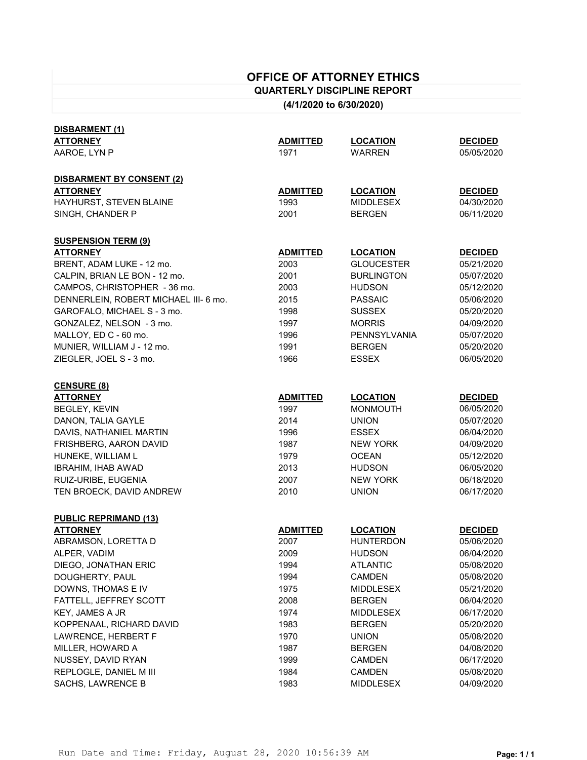# OFFICE OF ATTORNEY ETHICS

## QUARTERLY DISCIPLINE REPORT

### (4/1/2020 to 6/30/2020)

**DISBARMENT (1)**

| ATTORNEY | ADMITTED | LOCATION | DECIDED |
|---|---|---|---|
| AAROE, LYN P | 1971 | WARREN | 05/05/2020 |

**DISBARMENT BY CONSENT (2)**

| ATTORNEY | ADMITTED | LOCATION | DECIDED |
|---|---|---|---|
| HAYHURST, STEVEN BLAINE | 1993 | MIDDLESEX | 04/30/2020 |
| SINGH, CHANDER P | 2001 | BERGEN | 06/11/2020 |

**SUSPENSION TERM (9)**

| ATTORNEY | ADMITTED | LOCATION | DECIDED |
|---|---|---|---|
| BRENT, ADAM LUKE - 12 mo. | 2003 | GLOUCESTER | 05/21/2020 |
| CALPIN, BRIAN LE BON - 12 mo. | 2001 | BURLINGTON | 05/07/2020 |
| CAMPOS, CHRISTOPHER - 36 mo. | 2003 | HUDSON | 05/12/2020 |
| DENNERLEIN, ROBERT MICHAEL III- 6 mo. | 2015 | PASSAIC | 05/06/2020 |
| GAROFALO, MICHAEL S - 3 mo. | 1998 | SUSSEX | 05/20/2020 |
| GONZALEZ, NELSON - 3 mo. | 1997 | MORRIS | 04/09/2020 |
| MALLOY, ED C - 60 mo. | 1996 | PENNSYLVANIA | 05/07/2020 |
| MUNIER, WILLIAM J - 12 mo. | 1991 | BERGEN | 05/20/2020 |
| ZIEGLER, JOEL S - 3 mo. | 1966 | ESSEX | 06/05/2020 |

**CENSURE (8)**

| ATTORNEY | ADMITTED | LOCATION | DECIDED |
|---|---|---|---|
| BEGLEY, KEVIN | 1997 | MONMOUTH | 06/05/2020 |
| DANON, TALIA GAYLE | 2014 | UNION | 05/07/2020 |
| DAVIS, NATHANIEL MARTIN | 1996 | ESSEX | 06/04/2020 |
| FRISHBERG, AARON DAVID | 1987 | NEW YORK | 04/09/2020 |
| HUNEKE, WILLIAM L | 1979 | OCEAN | 05/12/2020 |
| IBRAHIM, IHAB AWAD | 2013 | HUDSON | 06/05/2020 |
| RUIZ-URIBE, EUGENIA | 2007 | NEW YORK | 06/18/2020 |
| TEN BROECK, DAVID ANDREW | 2010 | UNION | 06/17/2020 |

**PUBLIC REPRIMAND (13)**

| ATTORNEY | ADMITTED | LOCATION | DECIDED |
|---|---|---|---|
| ABRAMSON, LORETTA D | 2007 | HUNTERDON | 05/06/2020 |
| ALPER, VADIM | 2009 | HUDSON | 06/04/2020 |
| DIEGO, JONATHAN ERIC | 1994 | ATLANTIC | 05/08/2020 |
| DOUGHERTY, PAUL | 1994 | CAMDEN | 05/08/2020 |
| DOWNS, THOMAS E IV | 1975 | MIDDLESEX | 05/21/2020 |
| FATTELL, JEFFREY SCOTT | 2008 | BERGEN | 06/04/2020 |
| KEY, JAMES A JR | 1974 | MIDDLESEX | 06/17/2020 |
| KOPPENAAL, RICHARD DAVID | 1983 | BERGEN | 05/20/2020 |
| LAWRENCE, HERBERT F | 1970 | UNION | 05/08/2020 |
| MILLER, HOWARD A | 1987 | BERGEN | 04/08/2020 |
| NUSSEY, DAVID RYAN | 1999 | CAMDEN | 06/17/2020 |
| REPLOGLE, DANIEL M III | 1984 | CAMDEN | 05/08/2020 |
| SACHS, LAWRENCE B | 1983 | MIDDLESEX | 04/09/2020 |

Run Date and Time: Friday, August 28, 2020 10:56:39 AM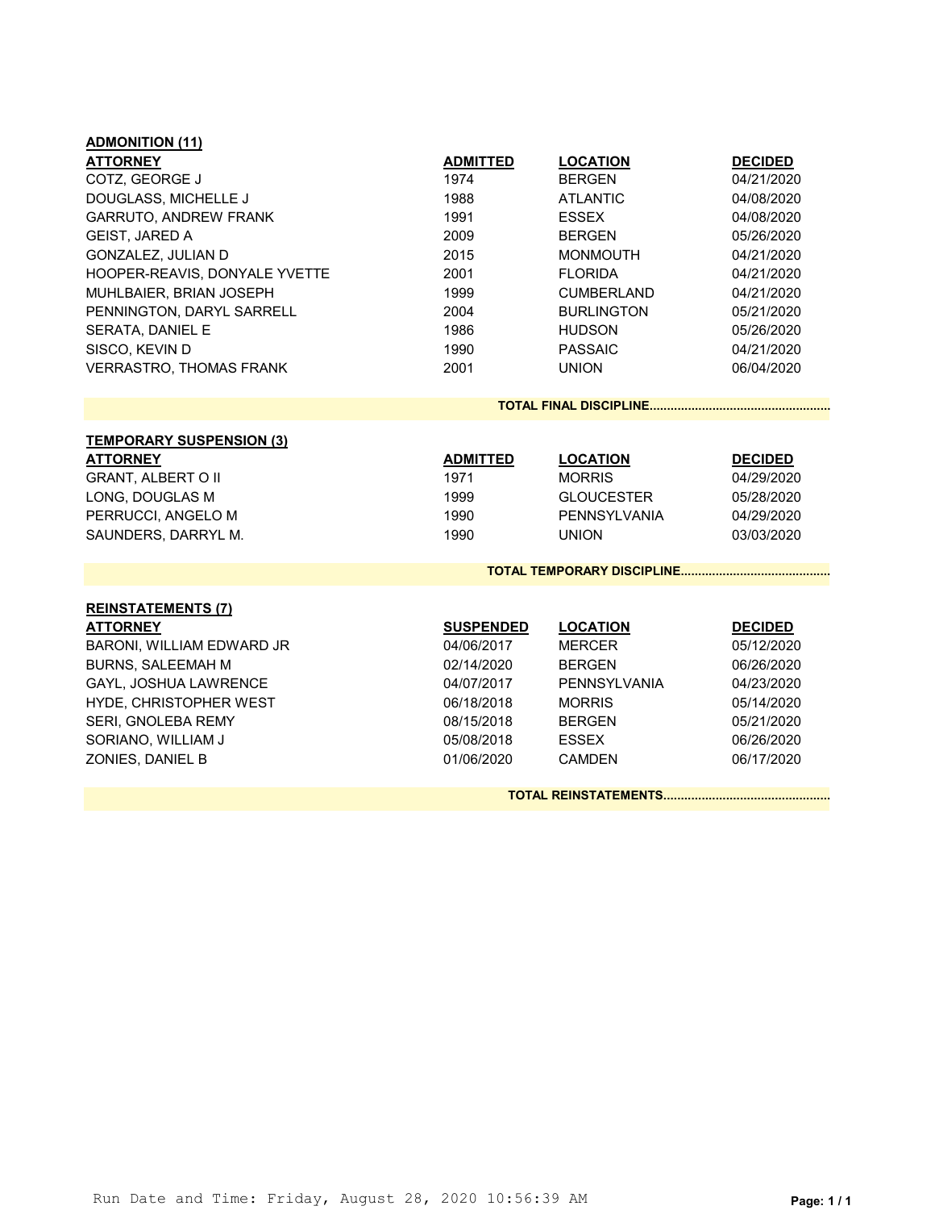**ADMONITION (11)**

| ATTORNEY | ADMITTED | LOCATION | DECIDED |
|---|---|---|---|
| COTZ, GEORGE J | 1974 | BERGEN | 04/21/2020 |
| DOUGLASS, MICHELLE J | 1988 | ATLANTIC | 04/08/2020 |
| GARRUTO, ANDREW FRANK | 1991 | ESSEX | 04/08/2020 |
| GEIST, JARED A | 2009 | BERGEN | 05/26/2020 |
| GONZALEZ, JULIAN D | 2015 | MONMOUTH | 04/21/2020 |
| HOOPER-REAVIS, DONYALE YVETTE | 2001 | FLORIDA | 04/21/2020 |
| MUHLBAIER, BRIAN JOSEPH | 1999 | CUMBERLAND | 04/21/2020 |
| PENNINGTON, DARYL SARRELL | 2004 | BURLINGTON | 05/21/2020 |
| SERATA, DANIEL E | 1986 | HUDSON | 05/26/2020 |
| SISCO, KEVIN D | 1990 | PASSAIC | 04/21/2020 |
| VERRASTRO, THOMAS FRANK | 2001 | UNION | 06/04/2020 |

**TOTAL FINAL DISCIPLINE....................................................**

**TEMPORARY SUSPENSION (3)**

| ATTORNEY | ADMITTED | LOCATION | DECIDED |
|---|---|---|---|
| GRANT, ALBERT O II | 1971 | MORRIS | 04/29/2020 |
| LONG, DOUGLAS M | 1999 | GLOUCESTER | 05/28/2020 |
| PERRUCCI, ANGELO M | 1990 | PENNSYLVANIA | 04/29/2020 |
| SAUNDERS, DARRYL M. | 1990 | UNION | 03/03/2020 |

**TOTAL TEMPORARY DISCIPLINE...........................................**

**REINSTATEMENTS (7)**

| ATTORNEY | SUSPENDED | LOCATION | DECIDED |
|---|---|---|---|
| BARONI, WILLIAM EDWARD JR | 04/06/2017 | MERCER | 05/12/2020 |
| BURNS, SALEEMAH M | 02/14/2020 | BERGEN | 06/26/2020 |
| GAYL, JOSHUA LAWRENCE | 04/07/2017 | PENNSYLVANIA | 04/23/2020 |
| HYDE, CHRISTOPHER WEST | 06/18/2018 | MORRIS | 05/14/2020 |
| SERI, GNOLEBA REMY | 08/15/2018 | BERGEN | 05/21/2020 |
| SORIANO, WILLIAM J | 05/08/2018 | ESSEX | 06/26/2020 |
| ZONIES, DANIEL B | 01/06/2020 | CAMDEN | 06/17/2020 |

**TOTAL REINSTATEMENTS................................................**

Run Date and Time: Friday, August 28, 2020 10:56:39 AM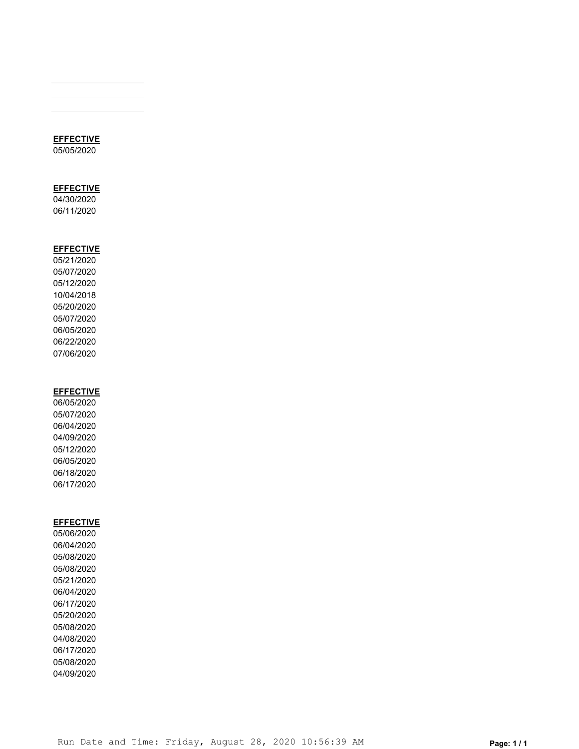**EFFECTIVE**

05/05/2020

**EFFECTIVE**

04/30/2020
06/11/2020

**EFFECTIVE**

05/21/2020
05/07/2020
05/12/2020
10/04/2018
05/20/2020
05/07/2020
06/05/2020
06/22/2020
07/06/2020

**EFFECTIVE**

06/05/2020
05/07/2020
06/04/2020
04/09/2020
05/12/2020
06/05/2020
06/18/2020
06/17/2020

**EFFECTIVE**

05/06/2020
06/04/2020
05/08/2020
05/08/2020
05/21/2020
06/04/2020
06/17/2020
05/20/2020
05/08/2020
04/08/2020
06/17/2020
05/08/2020
04/09/2020

Run Date and Time: Friday, August 28, 2020 10:56:39 AM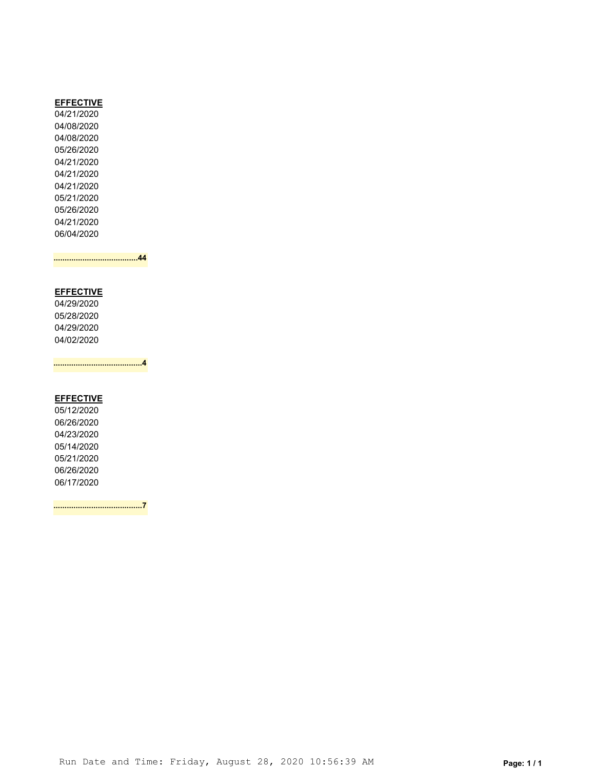| EFFECTIVE |
| --- |
| 04/21/2020 |
| 04/08/2020 |
| 04/08/2020 |
| 05/26/2020 |
| 04/21/2020 |
| 04/21/2020 |
| 04/21/2020 |
| 05/21/2020 |
| 05/26/2020 |
| 04/21/2020 |
| 06/04/2020 |

**......................................44**

| EFFECTIVE |
| --- |
| 04/29/2020 |
| 05/28/2020 |
| 04/29/2020 |
| 04/02/2020 |

**........................................4**

| EFFECTIVE |
| --- |
| 05/12/2020 |
| 06/26/2020 |
| 04/23/2020 |
| 05/14/2020 |
| 05/21/2020 |
| 06/26/2020 |
| 06/17/2020 |

**........................................7**

Run Date and Time: Friday, August 28, 2020 10:56:39 AM